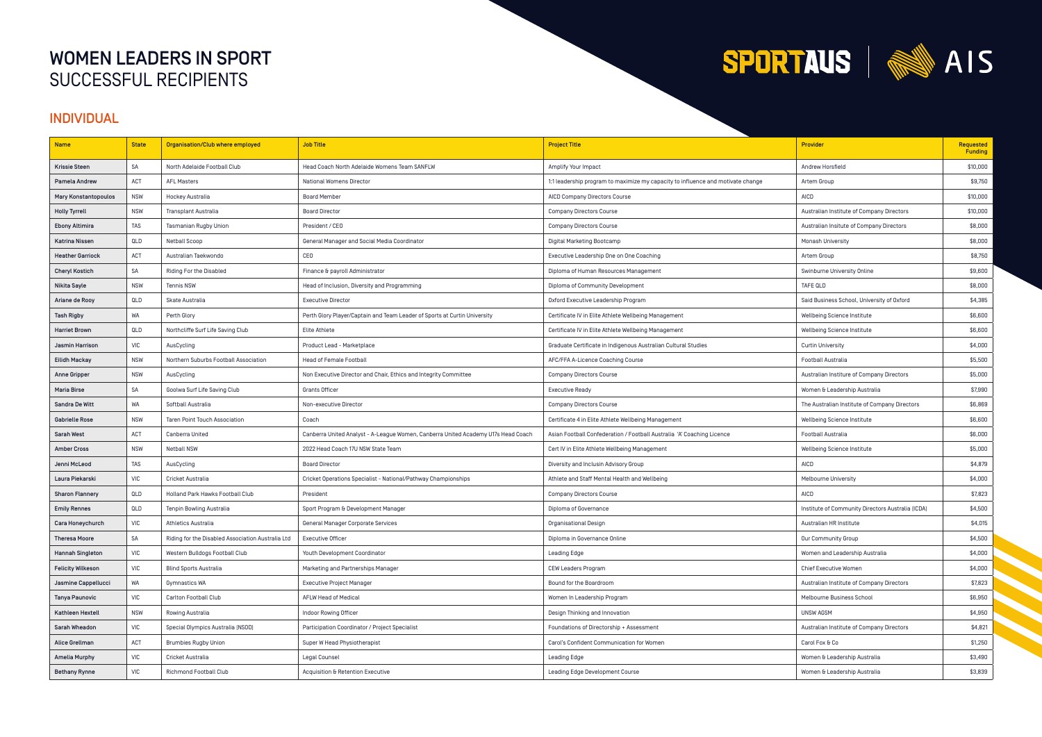# WOMEN LEADERS IN SPORT
## SUCCESSFUL RECIPIENTS

SPORTAUS | AIS

## INDIVIDUAL

| Name | State | Organisation/Club where employed | Job Title | Project Title | Provider | Requested Funding |
|---|---|---|---|---|---|---|
| Krissie Steen | SA | North Adelaide Football Club | Head Coach North Adelaide Womens Team SANFLW | Amplify Your Impact | Andrew Horsfield | $10,000 |
| Pamela Andrew | ACT | AFL Masters | National Womens Director | 1:1 leadership program to maximize my capacity to influence and motivate change | Artem Group | $9,750 |
| Mary Konstantopoulos | NSW | Hockey Australia | Board Member | AICD Company Directors Course | AICD | $10,000 |
| Holly Tyrrell | NSW | Transplant Australia | Board Director | Company Directors Course | Australian Institute of Company Directors | $10,000 |
| Ebony Altimira | TAS | Tasmanian Rugby Union | President / CEO | Company Directors Course | Australian Insitute of Company Directors | $8,000 |
| Katrina Nissen | QLD | Netball Scoop | General Manager and Social Media Coordinator | Digital Marketing Bootcamp | Monash University | $8,000 |
| Heather Garriock | ACT | Australian Taekwondo | CEO | Executive Leadership One on One Coaching | Artem Group | $8,750 |
| Cheryl Kostich | SA | Riding For the Disabled | Finance & payroll Administrator | Diploma of Human Resources Management | Swinburne University Online | $9,600 |
| Nikita Sayle | NSW | Tennis NSW | Head of Inclusion, Diversity and Programming | Diploma of Community Development | TAFE QLD | $8,000 |
| Ariane de Rooy | QLD | Skate Australia | Executive Director | Oxford Executive Leadership Program | Said Business School, University of Oxford | $4,385 |
| Tash Rigby | WA | Perth Glory | Perth Glory Player/Captain and Team Leader of Sports at Curtin University | Certificate IV in Elite Athlete Wellbeing Management | Wellbeing Science Institute | $6,600 |
| Harriet Brown | QLD | Northcliffe Surf Life Saving Club | Elite Athlete | Certificate IV in Elite Athlete Wellbeing Management | Wellbeing Science Institute | $6,600 |
| Jasmin Harrison | VIC | AusCycling | Product Lead - Marketplace | Graduate Certificate in Indigenous Australian Cultural Studies | Curtin University | $4,000 |
| Eilidh Mackay | NSW | Northern Suburbs Football Association | Head of Female Football | AFC/FFA A-Licence Coaching Course | Football Australia | $5,500 |
| Anne Gripper | NSW | AusCycling | Non Executive Director and Chair, Ethics and Integrity Committee | Company Directors Course | Australian Institure of Company Directors | $5,000 |
| Maria Birse | SA | Goolwa Surf Life Saving Club | Grants Officer | Executive Ready | Women & Leadership Australia | $7,990 |
| Sandra De Witt | WA | Softball Australia | Non-executive Director | Company Directors Course | The Australian Institute of Company Directors | $6,869 |
| Gabrielle Rose | NSW | Taren Point Touch Association | Coach | Certificate 4 in Elite Athlete Wellbeing Management | Wellbeing Science Institute | $6,600 |
| Sarah West | ACT | Canberra United | Canberra United Analyst - A-League Women, Canberra United Academy U17s Head Coach | Asian Football Confederation / Football Australia 'A' Coaching Licence | Football Australia | $6,000 |
| Amber Cross | NSW | Netball NSW | 2022 Head Coach 17U NSW State Team | Cert IV in Elite Athlete Wellbeing Management | Wellbeing Science Institute | $5,000 |
| Jenni McLeod | TAS | AusCycling | Board Director | Diversity and Inclusin Advisory Group | AICD | $4,879 |
| Laura Piekarski | VIC | Cricket Australia | Cricket Operations Specialist - National/Pathway Championships | Athlete and Staff Mental Health and Wellbeing | Melbourne University | $4,000 |
| Sharon Flannery | QLD | Holland Park Hawks Football Club | President | Company Directors Course | AICD | $7,823 |
| Emily Rennes | QLD | Tenpin Bowling Australia | Sport Program & Development Manager | Diploma of Governance | Institute of Community Directors Australia (ICDA) | $4,500 |
| Cara Honeychurch | VIC | Athletics Australia | General Manager Corporate Services | Organisational Design | Australian HR Institute | $4,015 |
| Theresa Moore | SA | Riding for the Disabled Association Australia Ltd | Executive Officer | Diploma in Governance Online | Our Community Group | $4,500 |
| Hannah Singleton | VIC | Western Bulldogs Football Club | Youth Development Coordinator | Leading Edge | Women and Leadership Australia | $4,000 |
| Felicity Wilkeson | VIC | Blind Sports Australia | Marketing and Partnerships Manager | CEW Leaders Program | Chief Executive Women | $4,000 |
| Jasmine Cappellucci | WA | Gymnastics WA | Executive Project Manager | Bound for the Boardroom | Australian Institute of Company Directors | $7,823 |
| Tanya Paunovic | VIC | Carlton Football Club | AFLW Head of Medical | Women In Leadership Program | Melbourne Business School | $6,950 |
| Kathleen Hextell | NSW | Rowing Australia | Indoor Rowing Officer | Design Thinking and Innovation | UNSW AGSM | $4,950 |
| Sarah Wheadon | VIC | Special Olympics Australia (NSOD) | Participation Coordinator / Project Specialist | Foundations of Directorship + Assessment | Australian Institute of Company Directors | $4,821 |
| Alice Grellman | ACT | Brumbies Rugby Union | Super W Head Physiotherapist | Carol's Confident Communication for Women | Carol Fox & Co | $1,250 |
| Amelia Murphy | VIC | Cricket Australia | Legal Counsel | Leading Edge | Women & Leadership Australia | $3,490 |
| Bethany Rynne | VIC | Richmond Football Club | Acquisition & Retention Executive | Leading Edge Development Course | Women & Leadership Australia | $3,839 |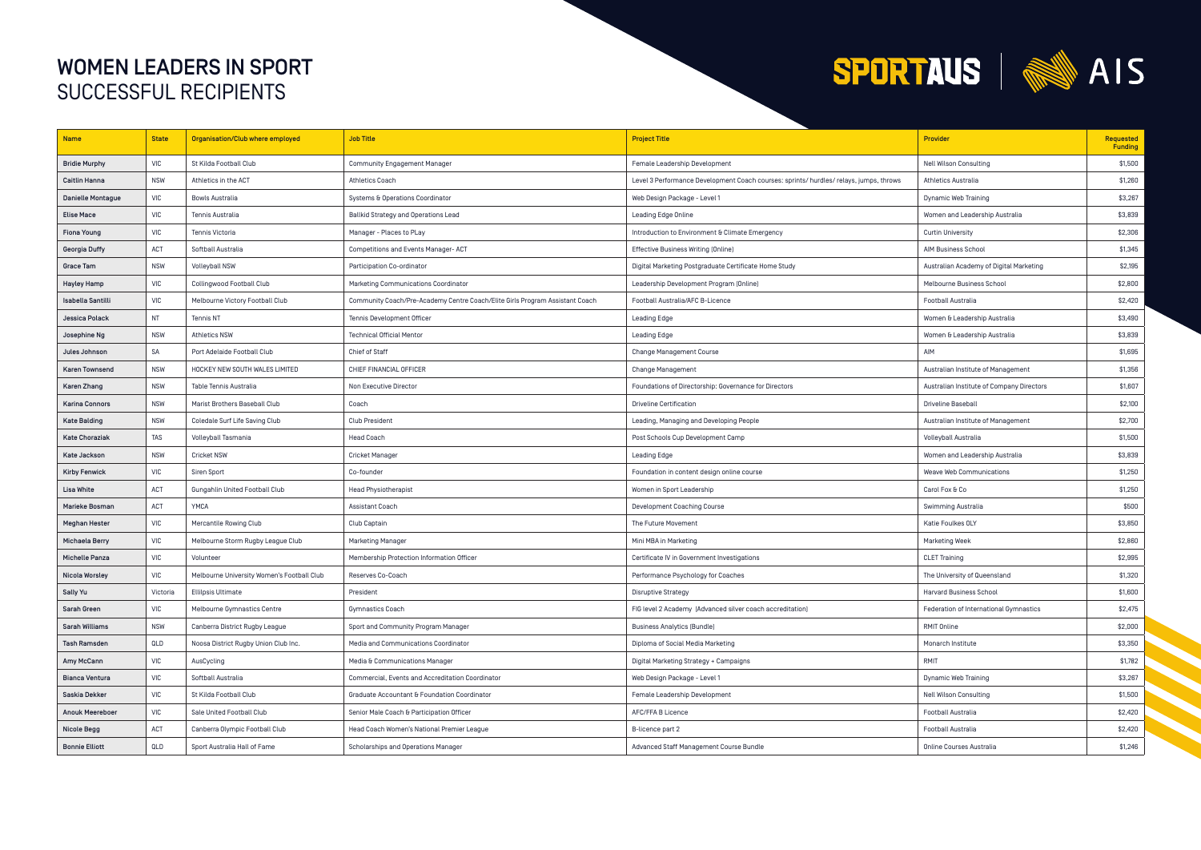# WOMEN LEADERS IN SPORT
## SUCCESSFUL RECIPIENTS

| Name | State | Organisation/Club where employed | Job Title | Project Title | Provider | Requested Funding |
|---|---|---|---|---|---|---|
| Bridie Murphy | VIC | St Kilda Football Club | Community Engagement Manager | Female Leadership Development | Nell Wilson Consulting | $1,500 |
| Caitlin Hanna | NSW | Athletics in the ACT | Athletics Coach | Level 3 Performance Development Coach courses: sprints/ hurdles/ relays, jumps, throws | Athletics Australia | $1,260 |
| Danielle Montague | VIC | Bowls Australia | Systems & Operations Coordinator | Web Design Package - Level 1 | Dynamic Web Training | $3,267 |
| Elise Mace | VIC | Tennis Australia | Ballkid Strategy and Operations Lead | Leading Edge Online | Women and Leadership Australia | $3,839 |
| Fiona Young | VIC | Tennis Victoria | Manager - Places to PLay | Introduction to Environment & Climate Emergency | Curtin University | $2,306 |
| Georgia Duffy | ACT | Softball Australia | Competitions and Events Manager- ACT | Effective Business Writing (Online) | AIM Business School | $1,345 |
| Grace Tam | NSW | Volleyball NSW | Participation Co-ordinator | Digital Marketing Postgraduate Certificate Home Study | Australian Academy of Digital Marketing | $2,195 |
| Hayley Hamp | VIC | Collingwood Football Club | Marketing Communications Coordinator | Leadership Development Program (Online) | Melbourne Business School | $2,800 |
| Isabella Santilli | VIC | Melbourne Victory Football Club | Community Coach/Pre-Academy Centre Coach/Elite Girls Program Assistant Coach | Football Australia/AFC B-Licence | Football Australia | $2,420 |
| Jessica Polack | NT | Tennis NT | Tennis Development Officer | Leading Edge | Women & Leadership Australia | $3,490 |
| Josephine Ng | NSW | Athletics NSW | Technical Official Mentor | Leading Edge | Women & Leadership Australia | $3,839 |
| Jules Johnson | SA | Port Adelaide Football Club | Chief of Staff | Change Management Course | AIM | $1,695 |
| Karen Townsend | NSW | HOCKEY NEW SOUTH WALES LIMITED | CHIEF FINANCIAL OFFICER | Change Management | Australian Institute of Management | $1,356 |
| Karen Zhang | NSW | Table Tennis Australia | Non Executive Director | Foundations of Directorship: Governance for Directors | Australian Institute of Company Directors | $1,607 |
| Karina Connors | NSW | Marist Brothers Baseball Club | Coach | Driveline Certification | Driveline Baseball | $2,100 |
| Kate Balding | NSW | Coledale Surf Life Saving Club | Club President | Leading, Managing and Developing People | Australian Institute of Management | $2,700 |
| Kate Choraziak | TAS | Volleyball Tasmania | Head Coach | Post Schools Cup Development Camp | Volleyball Australia | $1,500 |
| Kate Jackson | NSW | Cricket NSW | Cricket Manager | Leading Edge | Women and Leadership Australia | $3,839 |
| Kirby Fenwick | VIC | Siren Sport | Co-founder | Foundation in content design online course | Weave Web Communications | $1,250 |
| Lisa White | ACT | Gungahlin United Football Club | Head Physiotherapist | Women in Sport Leadership | Carol Fox & Co | $1,250 |
| Marieke Bosman | ACT | YMCA | Assistant Coach | Development Coaching Course | Swimming Australia | $500 |
| Meghan Hester | VIC | Mercantile Rowing Club | Club Captain | The Future Movement | Katie Foulkes OLY | $3,850 |
| Michaela Berry | VIC | Melbourne Storm Rugby League Club | Marketing Manager | Mini MBA in Marketing | Marketing Week | $2,860 |
| Michelle Panza | VIC | Volunteer | Membership Protection Information Officer | Certificate IV in Government Investigations | CLET Training | $2,995 |
| Nicola Worsley | VIC | Melbourne University Women's Football Club | Reserves Co-Coach | Performance Psychology for Coaches | The University of Queensland | $1,320 |
| Sally Yu | Victoria | Ellilpsis Ultimate | President | Disruptive Strategy | Harvard Business School | $1,600 |
| Sarah Green | VIC | Melbourne Gymnastics Centre | Gymnastics Coach | FIG level 2 Academy (Advanced silver coach accreditation) | Federation of International Gymnastics | $2,475 |
| Sarah Williams | NSW | Canberra District Rugby League | Sport and Community Program Manager | Business Analytics (Bundle) | RMIT Online | $2,000 |
| Tash Ramsden | QLD | Noosa District Rugby Union Club Inc. | Media and Communications Coordinator | Diploma of Social Media Marketing | Monarch Institute | $3,350 |
| Amy McCann | VIC | AusCycling | Media & Communications Manager | Digital Marketing Strategy + Campaigns | RMIT | $1,782 |
| Bianca Ventura | VIC | Softball Australia | Commercial, Events and Accreditation Coordinator | Web Design Package - Level 1 | Dynamic Web Training | $3,267 |
| Saskia Dekker | VIC | St Kilda Football Club | Graduate Accountant & Foundation Coordinator | Female Leadership Development | Nell Wilson Consulting | $1,500 |
| Anouk Meereboer | VIC | Sale United Football Club | Senior Male Coach & Participation Officer | AFC/FFA B Licence | Football Australia | $2,420 |
| Nicole Begg | ACT | Canberra Olympic Football Club | Head Coach Women's National Premier League | B-licence part 2 | Football Australia | $2,420 |
| Bonnie Elliott | QLD | Sport Australia Hall of Fame | Scholarships and Operations Manager | Advanced Staff Management Course Bundle | Online Courses Australia | $1,246 |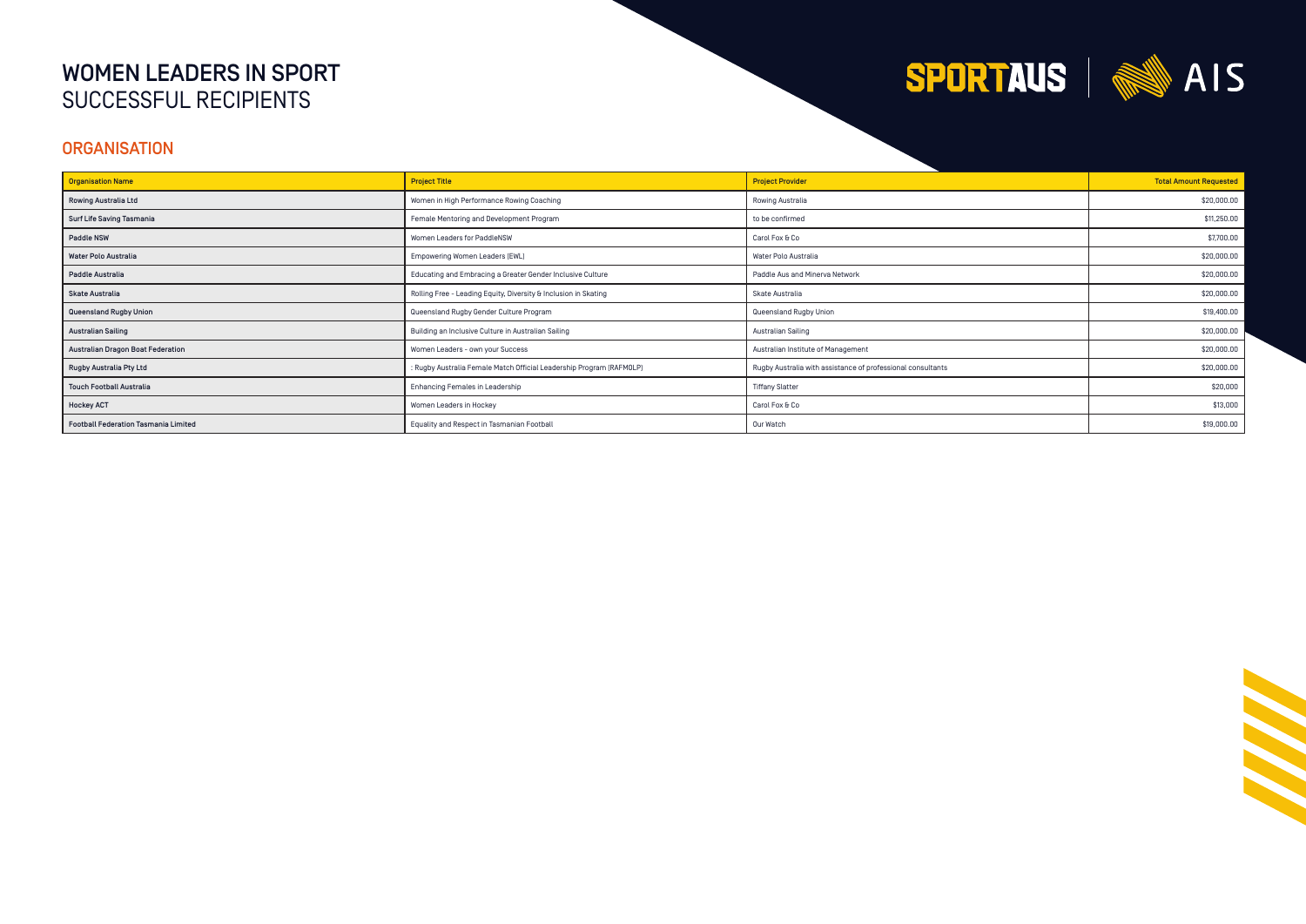# WOMEN LEADERS IN SPORT
SUCCESSFUL RECIPIENTS

## ORGANISATION

| Organisation Name | Project Title | Project Provider | Total Amount Requested |
|---|---|---|---|
| Rowing Australia Ltd | Women in High Performance Rowing Coaching | Rowing Australia | $20,000.00 |
| Surf Life Saving Tasmania | Female Mentoring and Development Program | to be confirmed | $11,250.00 |
| Paddle NSW | Women Leaders for PaddleNSW | Carol Fox & Co | $7,700.00 |
| Water Polo Australia | Empowering Women Leaders (EWL) | Water Polo Australia | $20,000.00 |
| Paddle Australia | Educating and Embracing a Greater Gender Inclusive Culture | Paddle Aus and Minerva Network | $20,000.00 |
| Skate Australia | Rolling Free - Leading Equity, Diversity & Inclusion in Skating | Skate Australia | $20,000.00 |
| Queensland Rugby Union | Queensland Rugby Gender Culture Program | Queensland Rugby Union | $19,400.00 |
| Australian Sailing | Building an Inclusive Culture in Australian Sailing | Australian Sailing | $20,000.00 |
| Australian Dragon Boat Federation | Women Leaders - own your Success | Australian Institute of Management | $20,000.00 |
| Rugby Australia Pty Ltd | : Rugby Australia Female Match Official Leadership Program (RAFMOLP) | Rugby Australia with assistance of professional consultants | $20,000.00 |
| Touch Football Australia | Enhancing Females in Leadership | Tiffany Slatter | $20,000 |
| Hockey ACT | Women Leaders in Hockey | Carol Fox & Co | $13,000 |
| Football Federation Tasmania Limited | Equality and Respect in Tasmanian Football | Our Watch | $19,000.00 |